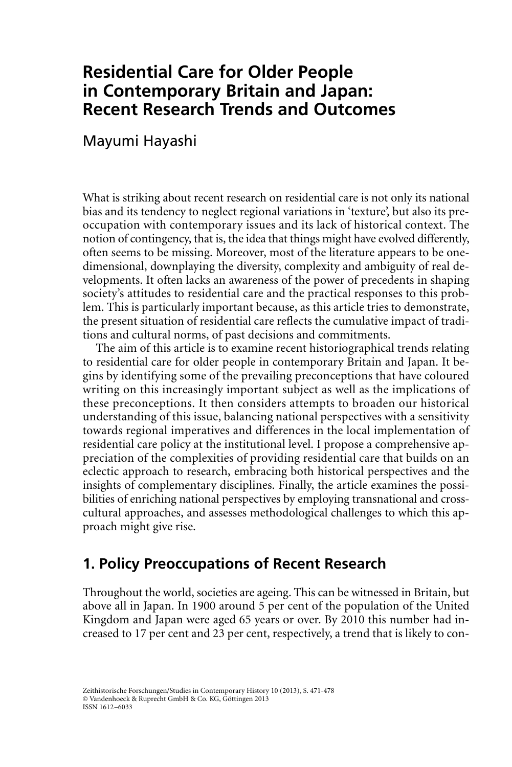# Residential Care for Older People in Contemporary Britain and Japan: Recent Research Trends and Outcomes

Mayumi Hayashi

What is striking about recent research on residential care is not only its national bias and its tendency to neglect regional variations in 'texture', but also its preoccupation with contemporary issues and its lack of historical context. The notion of contingency, that is, the idea that things might have evolved differently, often seems to be missing. Moreover, most of the literature appears to be one-dimensional, downplaying the diversity, complexity and ambiguity of real developments. It often lacks an awareness of the power of precedents in shaping society's attitudes to residential care and the practical responses to this problem. This is particularly important because, as this article tries to demonstrate, the present situation of residential care reflects the cumulative impact of traditions and cultural norms, of past decisions and commitments.

The aim of this article is to examine recent historiographical trends relating to residential care for older people in contemporary Britain and Japan. It begins by identifying some of the prevailing preconceptions that have coloured writing on this increasingly important subject as well as the implications of these preconceptions. It then considers attempts to broaden our historical understanding of this issue, balancing national perspectives with a sensitivity towards regional imperatives and differences in the local implementation of residential care policy at the institutional level. I propose a comprehensive appreciation of the complexities of providing residential care that builds on an eclectic approach to research, embracing both historical perspectives and the insights of complementary disciplines. Finally, the article examines the possibilities of enriching national perspectives by employing transnational and cross-cultural approaches, and assesses methodological challenges to which this approach might give rise.

## 1. Policy Preoccupations of Recent Research

Throughout the world, societies are ageing. This can be witnessed in Britain, but above all in Japan. In 1900 around 5 per cent of the population of the United Kingdom and Japan were aged 65 years or over. By 2010 this number had increased to 17 per cent and 23 per cent, respectively, a trend that is likely to con-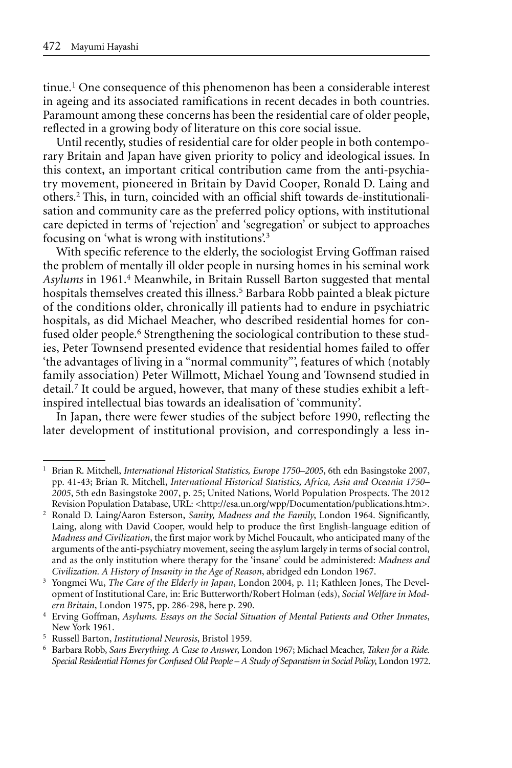tinue.[1] One consequence of this phenomenon has been a considerable interest in ageing and its associated ramifications in recent decades in both countries. Paramount among these concerns has been the residential care of older people, reflected in a growing body of literature on this core social issue.

Until recently, studies of residential care for older people in both contemporary Britain and Japan have given priority to policy and ideological issues. In this context, an important critical contribution came from the anti-psychiatry movement, pioneered in Britain by David Cooper, Ronald D. Laing and others.[2] This, in turn, coincided with an official shift towards de-institutionalisation and community care as the preferred policy options, with institutional care depicted in terms of 'rejection' and 'segregation' or subject to approaches focusing on 'what is wrong with institutions'.[3]

With specific reference to the elderly, the sociologist Erving Goffman raised the problem of mentally ill older people in nursing homes in his seminal work *Asylums* in 1961.[4] Meanwhile, in Britain Russell Barton suggested that mental hospitals themselves created this illness.[5] Barbara Robb painted a bleak picture of the conditions older, chronically ill patients had to endure in psychiatric hospitals, as did Michael Meacher, who described residential homes for confused older people.[6] Strengthening the sociological contribution to these studies, Peter Townsend presented evidence that residential homes failed to offer 'the advantages of living in a "normal community"', features of which (notably family association) Peter Willmott, Michael Young and Townsend studied in detail.[7] It could be argued, however, that many of these studies exhibit a left-inspired intellectual bias towards an idealisation of 'community'.

In Japan, there were fewer studies of the subject before 1990, reflecting the later development of institutional provision, and correspondingly a less in-

---

[1] Brian R. Mitchell, *International Historical Statistics, Europe 1750–2005*, 6th edn Basingstoke 2007, pp. 41-43; Brian R. Mitchell, *International Historical Statistics, Africa, Asia and Oceania 1750–2005*, 5th edn Basingstoke 2007, p. 25; United Nations, World Population Prospects. The 2012 Revision Population Database, URL: <http://esa.un.org/wpp/Documentation/publications.htm>.

[2] Ronald D. Laing/Aaron Esterson, *Sanity, Madness and the Family*, London 1964. Significantly, Laing, along with David Cooper, would help to produce the first English-language edition of *Madness and Civilization*, the first major work by Michel Foucault, who anticipated many of the arguments of the anti-psychiatry movement, seeing the asylum largely in terms of social control, and as the only institution where therapy for the 'insane' could be administered: *Madness and Civilization. A History of Insanity in the Age of Reason*, abridged edn London 1967.

[3] Yongmei Wu, *The Care of the Elderly in Japan*, London 2004, p. 11; Kathleen Jones, The Development of Institutional Care, in: Eric Butterworth/Robert Holman (eds), *Social Welfare in Modern Britain*, London 1975, pp. 286-298, here p. 290.

[4] Erving Goffman, *Asylums. Essays on the Social Situation of Mental Patients and Other Inmates*, New York 1961.

[5] Russell Barton, *Institutional Neurosis*, Bristol 1959.

[6] Barbara Robb, *Sans Everything. A Case to Answer*, London 1967; Michael Meacher, *Taken for a Ride. Special Residential Homes for Confused Old People – A Study of Separatism in Social Policy*, London 1972.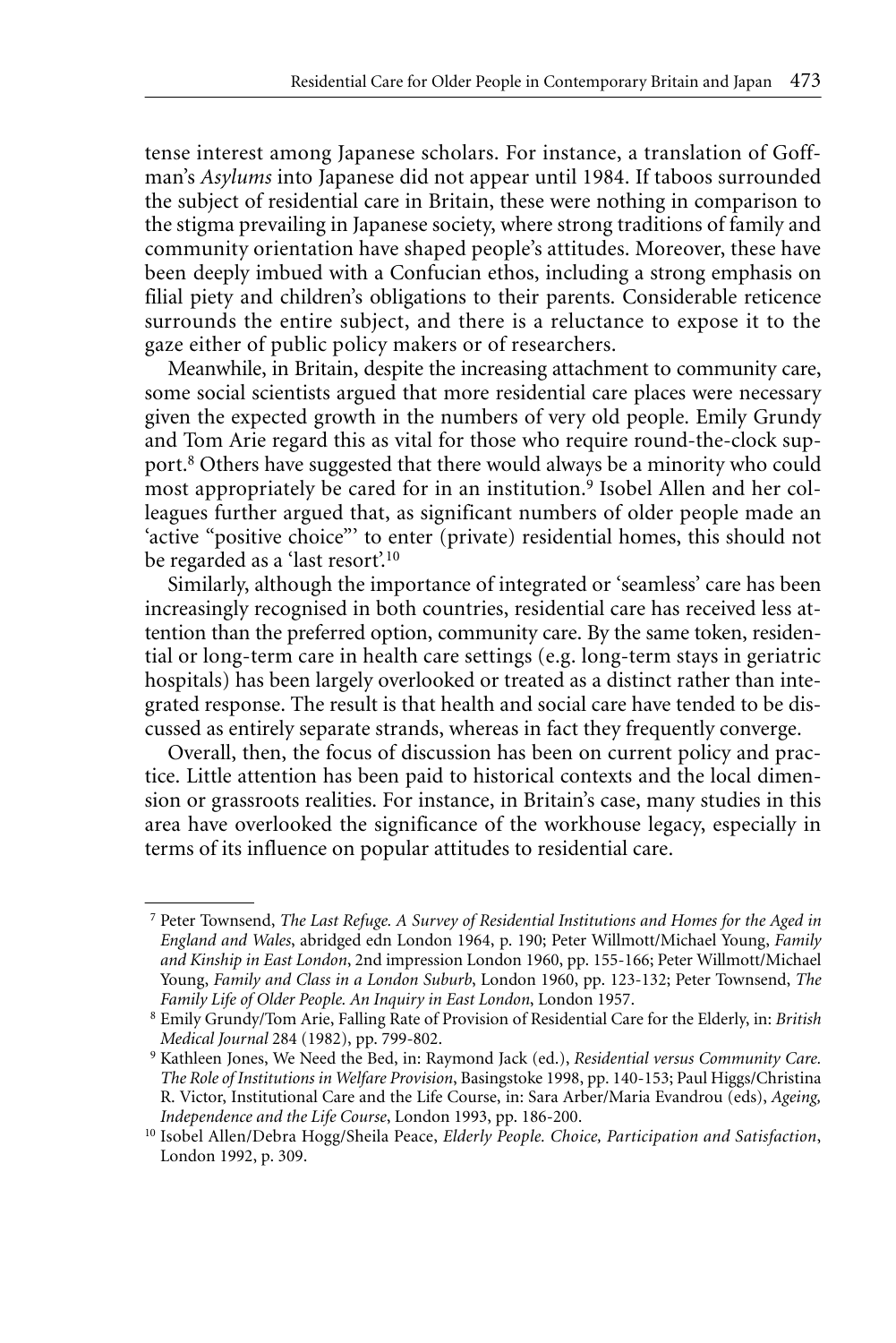tense interest among Japanese scholars. For instance, a translation of Goffman's *Asylums* into Japanese did not appear until 1984. If taboos surrounded the subject of residential care in Britain, these were nothing in comparison to the stigma prevailing in Japanese society, where strong traditions of family and community orientation have shaped people's attitudes. Moreover, these have been deeply imbued with a Confucian ethos, including a strong emphasis on filial piety and children's obligations to their parents. Considerable reticence surrounds the entire subject, and there is a reluctance to expose it to the gaze either of public policy makers or of researchers.

Meanwhile, in Britain, despite the increasing attachment to community care, some social scientists argued that more residential care places were necessary given the expected growth in the numbers of very old people. Emily Grundy and Tom Arie regard this as vital for those who require round-the-clock support.[8] Others have suggested that there would always be a minority who could most appropriately be cared for in an institution.[9] Isobel Allen and her colleagues further argued that, as significant numbers of older people made an 'active "positive choice"' to enter (private) residential homes, this should not be regarded as a 'last resort'.[10]

Similarly, although the importance of integrated or 'seamless' care has been increasingly recognised in both countries, residential care has received less attention than the preferred option, community care. By the same token, residential or long-term care in health care settings (e.g. long-term stays in geriatric hospitals) has been largely overlooked or treated as a distinct rather than integrated response. The result is that health and social care have tended to be discussed as entirely separate strands, whereas in fact they frequently converge.

Overall, then, the focus of discussion has been on current policy and practice. Little attention has been paid to historical contexts and the local dimension or grassroots realities. For instance, in Britain's case, many studies in this area have overlooked the significance of the workhouse legacy, especially in terms of its influence on popular attitudes to residential care.

---

[7] Peter Townsend, *The Last Refuge. A Survey of Residential Institutions and Homes for the Aged in England and Wales*, abridged edn London 1964, p. 190; Peter Willmott/Michael Young, *Family and Kinship in East London*, 2nd impression London 1960, pp. 155-166; Peter Willmott/Michael Young, *Family and Class in a London Suburb*, London 1960, pp. 123-132; Peter Townsend, *The Family Life of Older People. An Inquiry in East London*, London 1957.

[8] Emily Grundy/Tom Arie, Falling Rate of Provision of Residential Care for the Elderly, in: *British Medical Journal* 284 (1982), pp. 799-802.

[9] Kathleen Jones, We Need the Bed, in: Raymond Jack (ed.), *Residential versus Community Care. The Role of Institutions in Welfare Provision*, Basingstoke 1998, pp. 140-153; Paul Higgs/Christina R. Victor, Institutional Care and the Life Course, in: Sara Arber/Maria Evandrou (eds), *Ageing, Independence and the Life Course*, London 1993, pp. 186-200.

[10] Isobel Allen/Debra Hogg/Sheila Peace, *Elderly People. Choice, Participation and Satisfaction*, London 1992, p. 309.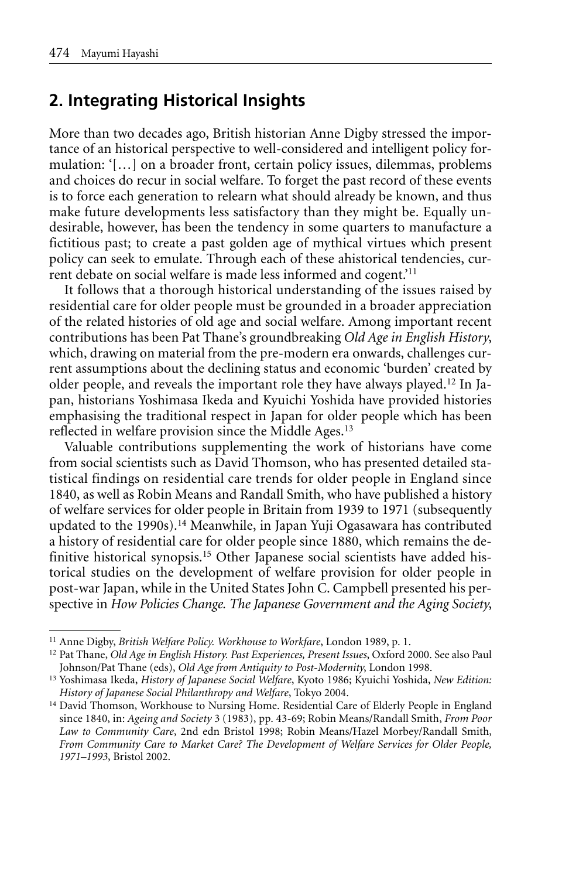## 2. Integrating Historical Insights

More than two decades ago, British historian Anne Digby stressed the importance of an historical perspective to well-considered and intelligent policy formulation: '[…] on a broader front, certain policy issues, dilemmas, problems and choices do recur in social welfare. To forget the past record of these events is to force each generation to relearn what should already be known, and thus make future developments less satisfactory than they might be. Equally undesirable, however, has been the tendency in some quarters to manufacture a fictitious past; to create a past golden age of mythical virtues which present policy can seek to emulate. Through each of these ahistorical tendencies, current debate on social welfare is made less informed and cogent.'[11]

It follows that a thorough historical understanding of the issues raised by residential care for older people must be grounded in a broader appreciation of the related histories of old age and social welfare. Among important recent contributions has been Pat Thane's groundbreaking *Old Age in English History*, which, drawing on material from the pre-modern era onwards, challenges current assumptions about the declining status and economic 'burden' created by older people, and reveals the important role they have always played.[12] In Japan, historians Yoshimasa Ikeda and Kyuichi Yoshida have provided histories emphasising the traditional respect in Japan for older people which has been reflected in welfare provision since the Middle Ages.[13]

Valuable contributions supplementing the work of historians have come from social scientists such as David Thomson, who has presented detailed statistical findings on residential care trends for older people in England since 1840, as well as Robin Means and Randall Smith, who have published a history of welfare services for older people in Britain from 1939 to 1971 (subsequently updated to the 1990s).[14] Meanwhile, in Japan Yuji Ogasawara has contributed a history of residential care for older people since 1880, which remains the definitive historical synopsis.[15] Other Japanese social scientists have added historical studies on the development of welfare provision for older people in post-war Japan, while in the United States John C. Campbell presented his perspective in *How Policies Change. The Japanese Government and the Aging Society*,

---

[11] Anne Digby, *British Welfare Policy. Workhouse to Workfare*, London 1989, p. 1.

[12] Pat Thane, *Old Age in English History. Past Experiences, Present Issues*, Oxford 2000. See also Paul Johnson/Pat Thane (eds), *Old Age from Antiquity to Post-Modernity*, London 1998.

[13] Yoshimasa Ikeda, *History of Japanese Social Welfare*, Kyoto 1986; Kyuichi Yoshida, *New Edition: History of Japanese Social Philanthropy and Welfare*, Tokyo 2004.

[14] David Thomson, Workhouse to Nursing Home. Residential Care of Elderly People in England since 1840, in: *Ageing and Society* 3 (1983), pp. 43-69; Robin Means/Randall Smith, *From Poor Law to Community Care*, 2nd edn Bristol 1998; Robin Means/Hazel Morbey/Randall Smith, *From Community Care to Market Care? The Development of Welfare Services for Older People, 1971–1993*, Bristol 2002.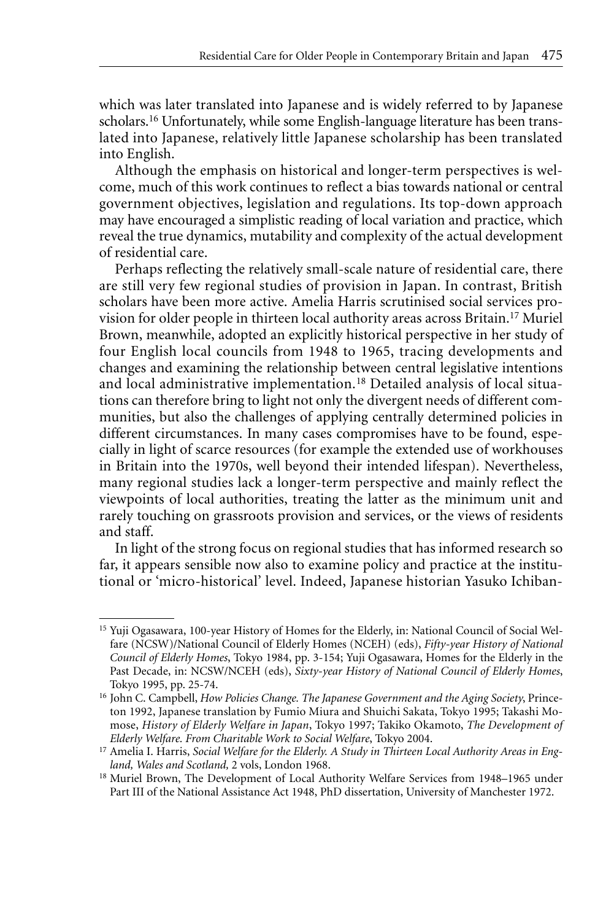which was later translated into Japanese and is widely referred to by Japanese scholars.[16] Unfortunately, while some English-language literature has been translated into Japanese, relatively little Japanese scholarship has been translated into English.

Although the emphasis on historical and longer-term perspectives is welcome, much of this work continues to reflect a bias towards national or central government objectives, legislation and regulations. Its top-down approach may have encouraged a simplistic reading of local variation and practice, which reveal the true dynamics, mutability and complexity of the actual development of residential care.

Perhaps reflecting the relatively small-scale nature of residential care, there are still very few regional studies of provision in Japan. In contrast, British scholars have been more active. Amelia Harris scrutinised social services provision for older people in thirteen local authority areas across Britain.[17] Muriel Brown, meanwhile, adopted an explicitly historical perspective in her study of four English local councils from 1948 to 1965, tracing developments and changes and examining the relationship between central legislative intentions and local administrative implementation.[18] Detailed analysis of local situations can therefore bring to light not only the divergent needs of different communities, but also the challenges of applying centrally determined policies in different circumstances. In many cases compromises have to be found, especially in light of scarce resources (for example the extended use of workhouses in Britain into the 1970s, well beyond their intended lifespan). Nevertheless, many regional studies lack a longer-term perspective and mainly reflect the viewpoints of local authorities, treating the latter as the minimum unit and rarely touching on grassroots provision and services, or the views of residents and staff.

In light of the strong focus on regional studies that has informed research so far, it appears sensible now also to examine policy and practice at the institutional or 'micro-historical' level. Indeed, Japanese historian Yasuko Ichiban-

---

[15] Yuji Ogasawara, 100-year History of Homes for the Elderly, in: National Council of Social Welfare (NCSW)/National Council of Elderly Homes (NCEH) (eds), *Fifty-year History of National Council of Elderly Homes*, Tokyo 1984, pp. 3-154; Yuji Ogasawara, Homes for the Elderly in the Past Decade, in: NCSW/NCEH (eds), *Sixty-year History of National Council of Elderly Homes*, Tokyo 1995, pp. 25-74.

[16] John C. Campbell, *How Policies Change. The Japanese Government and the Aging Society*, Princeton 1992, Japanese translation by Fumio Miura and Shuichi Sakata, Tokyo 1995; Takashi Momose, *History of Elderly Welfare in Japan*, Tokyo 1997; Takiko Okamoto, *The Development of Elderly Welfare. From Charitable Work to Social Welfare*, Tokyo 2004.

[17] Amelia I. Harris, *Social Welfare for the Elderly. A Study in Thirteen Local Authority Areas in England, Wales and Scotland,* 2 vols, London 1968.

[18] Muriel Brown, The Development of Local Authority Welfare Services from 1948–1965 under Part III of the National Assistance Act 1948, PhD dissertation, University of Manchester 1972.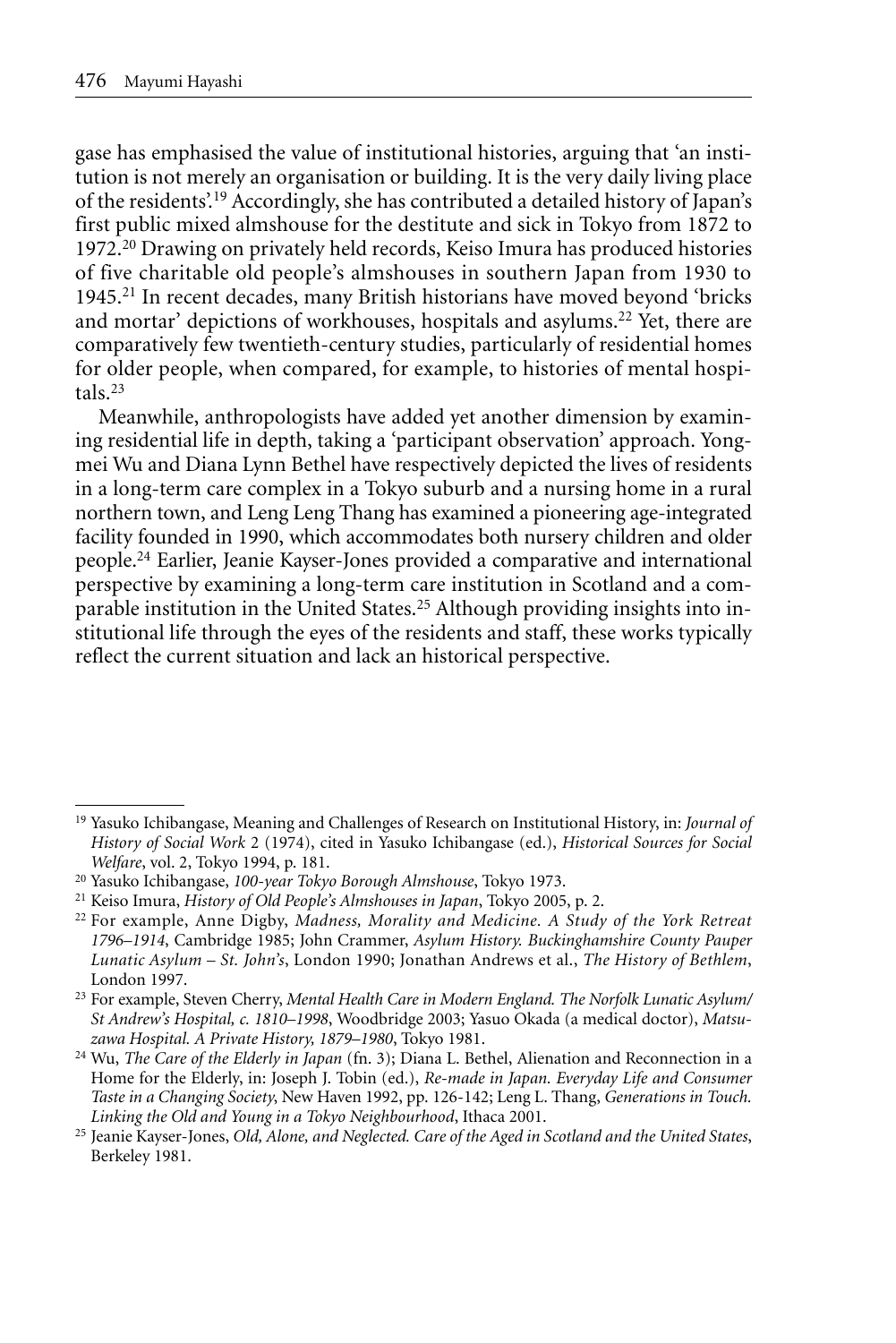gase has emphasised the value of institutional histories, arguing that 'an institution is not merely an organisation or building. It is the very daily living place of the residents'.[19] Accordingly, she has contributed a detailed history of Japan's first public mixed almshouse for the destitute and sick in Tokyo from 1872 to 1972.[20] Drawing on privately held records, Keiso Imura has produced histories of five charitable old people's almshouses in southern Japan from 1930 to 1945.[21] In recent decades, many British historians have moved beyond 'bricks and mortar' depictions of workhouses, hospitals and asylums.[22] Yet, there are comparatively few twentieth-century studies, particularly of residential homes for older people, when compared, for example, to histories of mental hospitals.[23]

Meanwhile, anthropologists have added yet another dimension by examining residential life in depth, taking a 'participant observation' approach. Yongmei Wu and Diana Lynn Bethel have respectively depicted the lives of residents in a long-term care complex in a Tokyo suburb and a nursing home in a rural northern town, and Leng Leng Thang has examined a pioneering age-integrated facility founded in 1990, which accommodates both nursery children and older people.[24] Earlier, Jeanie Kayser-Jones provided a comparative and international perspective by examining a long-term care institution in Scotland and a comparable institution in the United States.[25] Although providing insights into institutional life through the eyes of the residents and staff, these works typically reflect the current situation and lack an historical perspective.

---

[19] Yasuko Ichibangase, Meaning and Challenges of Research on Institutional History, in: *Journal of History of Social Work* 2 (1974), cited in Yasuko Ichibangase (ed.), *Historical Sources for Social Welfare*, vol. 2, Tokyo 1994, p. 181.

[20] Yasuko Ichibangase, *100-year Tokyo Borough Almshouse*, Tokyo 1973.

[21] Keiso Imura, *History of Old People's Almshouses in Japan*, Tokyo 2005, p. 2.

[22] For example, Anne Digby, *Madness, Morality and Medicine. A Study of the York Retreat 1796–1914*, Cambridge 1985; John Crammer, *Asylum History. Buckinghamshire County Pauper Lunatic Asylum – St. John's*, London 1990; Jonathan Andrews et al., *The History of Bethlem*, London 1997.

[23] For example, Steven Cherry, *Mental Health Care in Modern England. The Norfolk Lunatic Asylum/ St Andrew's Hospital, c. 1810–1998*, Woodbridge 2003; Yasuo Okada (a medical doctor), *Matsuzawa Hospital. A Private History, 1879–1980*, Tokyo 1981.

[24] Wu, *The Care of the Elderly in Japan* (fn. 3); Diana L. Bethel, Alienation and Reconnection in a Home for the Elderly, in: Joseph J. Tobin (ed.), *Re-made in Japan. Everyday Life and Consumer Taste in a Changing Society*, New Haven 1992, pp. 126-142; Leng L. Thang, *Generations in Touch. Linking the Old and Young in a Tokyo Neighbourhood*, Ithaca 2001.

[25] Jeanie Kayser-Jones, *Old, Alone, and Neglected. Care of the Aged in Scotland and the United States*, Berkeley 1981.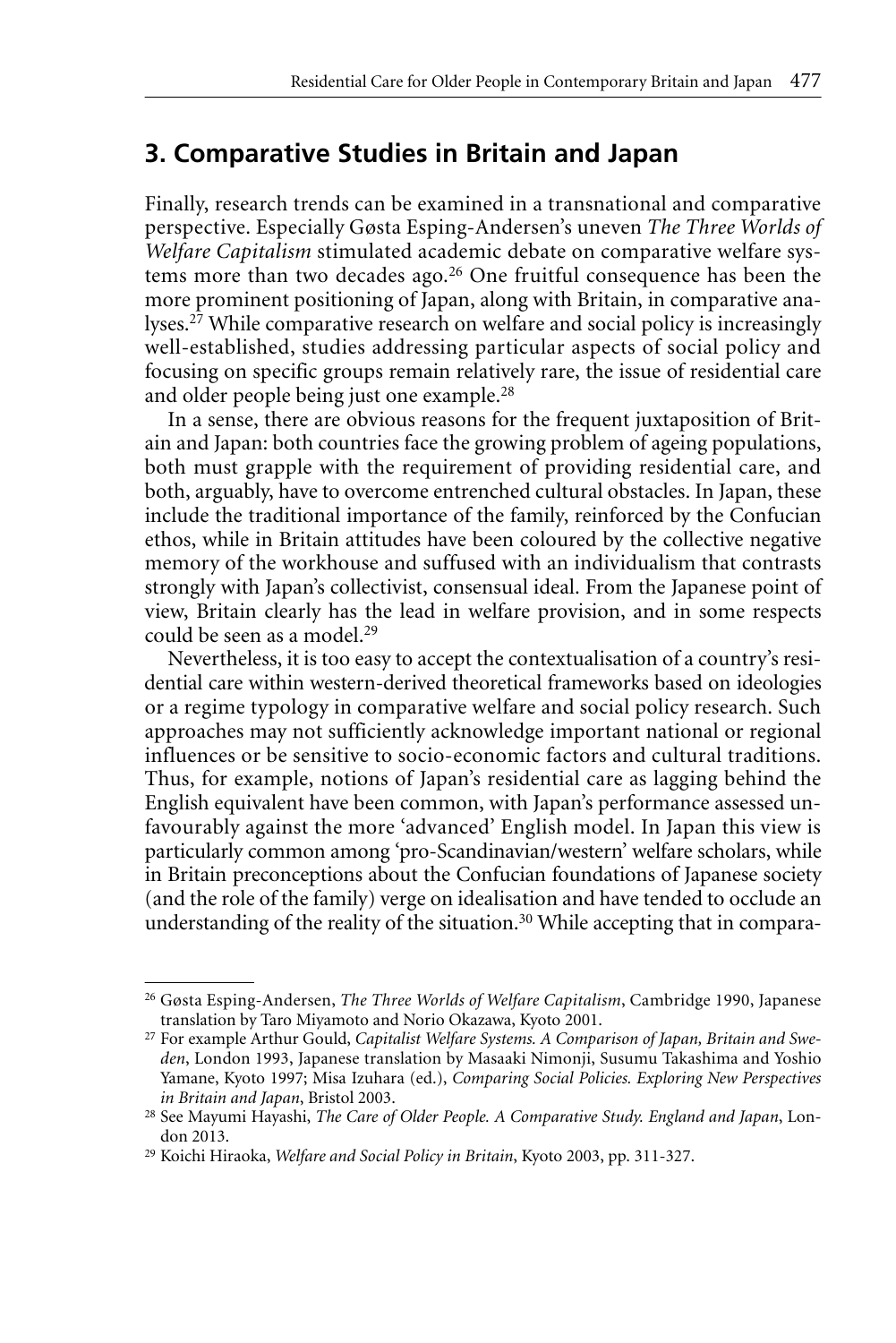## 3. Comparative Studies in Britain and Japan

Finally, research trends can be examined in a transnational and comparative perspective. Especially Gøsta Esping-Andersen's uneven *The Three Worlds of Welfare Capitalism* stimulated academic debate on comparative welfare systems more than two decades ago.[26] One fruitful consequence has been the more prominent positioning of Japan, along with Britain, in comparative analyses.[27] While comparative research on welfare and social policy is increasingly well-established, studies addressing particular aspects of social policy and focusing on specific groups remain relatively rare, the issue of residential care and older people being just one example.[28]

In a sense, there are obvious reasons for the frequent juxtaposition of Britain and Japan: both countries face the growing problem of ageing populations, both must grapple with the requirement of providing residential care, and both, arguably, have to overcome entrenched cultural obstacles. In Japan, these include the traditional importance of the family, reinforced by the Confucian ethos, while in Britain attitudes have been coloured by the collective negative memory of the workhouse and suffused with an individualism that contrasts strongly with Japan's collectivist, consensual ideal. From the Japanese point of view, Britain clearly has the lead in welfare provision, and in some respects could be seen as a model.[29]

Nevertheless, it is too easy to accept the contextualisation of a country's residential care within western-derived theoretical frameworks based on ideologies or a regime typology in comparative welfare and social policy research. Such approaches may not sufficiently acknowledge important national or regional influences or be sensitive to socio-economic factors and cultural traditions. Thus, for example, notions of Japan's residential care as lagging behind the English equivalent have been common, with Japan's performance assessed unfavourably against the more 'advanced' English model. In Japan this view is particularly common among 'pro-Scandinavian/western' welfare scholars, while in Britain preconceptions about the Confucian foundations of Japanese society (and the role of the family) verge on idealisation and have tended to occlude an understanding of the reality of the situation.[30] While accepting that in compara-

---

[26] Gøsta Esping-Andersen, *The Three Worlds of Welfare Capitalism*, Cambridge 1990, Japanese translation by Taro Miyamoto and Norio Okazawa, Kyoto 2001.

[27] For example Arthur Gould, *Capitalist Welfare Systems. A Comparison of Japan, Britain and Sweden*, London 1993, Japanese translation by Masaaki Nimonji, Susumu Takashima and Yoshio Yamane, Kyoto 1997; Misa Izuhara (ed.), *Comparing Social Policies. Exploring New Perspectives in Britain and Japan*, Bristol 2003.

[28] See Mayumi Hayashi, *The Care of Older People. A Comparative Study. England and Japan*, London 2013.

[29] Koichi Hiraoka, *Welfare and Social Policy in Britain*, Kyoto 2003, pp. 311-327.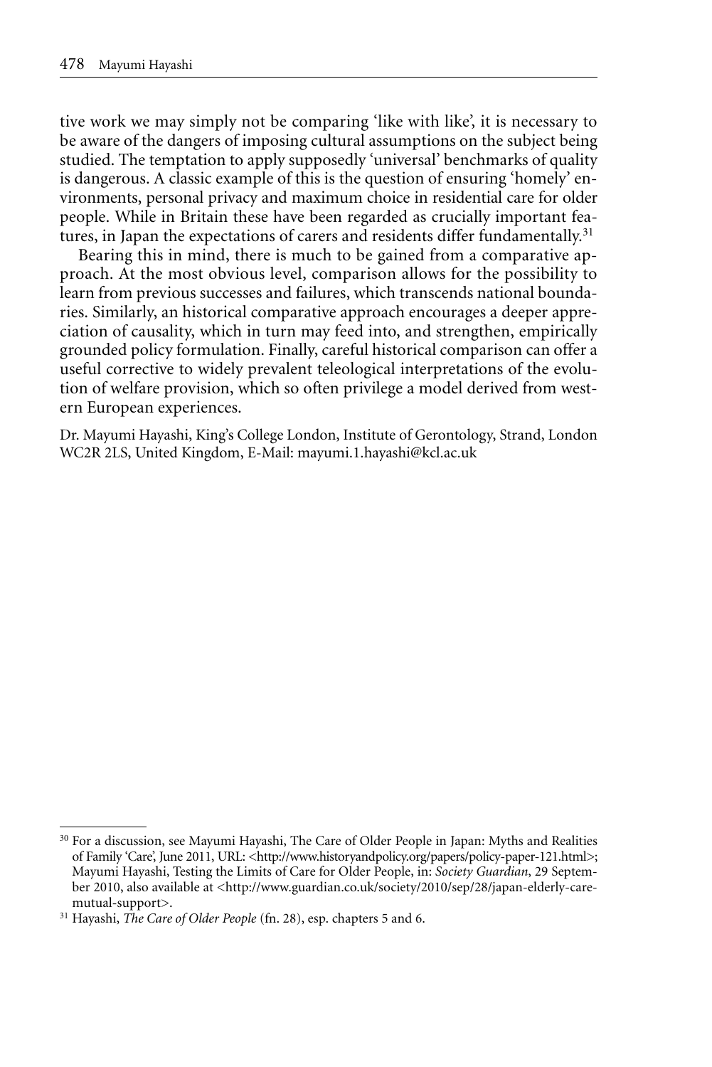tive work we may simply not be comparing 'like with like', it is necessary to be aware of the dangers of imposing cultural assumptions on the subject being studied. The temptation to apply supposedly 'universal' benchmarks of quality is dangerous. A classic example of this is the question of ensuring 'homely' environments, personal privacy and maximum choice in residential care for older people. While in Britain these have been regarded as crucially important features, in Japan the expectations of carers and residents differ fundamentally.[31]

Bearing this in mind, there is much to be gained from a comparative approach. At the most obvious level, comparison allows for the possibility to learn from previous successes and failures, which transcends national boundaries. Similarly, an historical comparative approach encourages a deeper appreciation of causality, which in turn may feed into, and strengthen, empirically grounded policy formulation. Finally, careful historical comparison can offer a useful corrective to widely prevalent teleological interpretations of the evolution of welfare provision, which so often privilege a model derived from western European experiences.

Dr. Mayumi Hayashi, King's College London, Institute of Gerontology, Strand, London WC2R 2LS, United Kingdom, E-Mail: mayumi.1.hayashi@kcl.ac.uk

---

[30] For a discussion, see Mayumi Hayashi, The Care of Older People in Japan: Myths and Realities of Family 'Care', June 2011, URL: <http://www.historyandpolicy.org/papers/policy-paper-121.html>; Mayumi Hayashi, Testing the Limits of Care for Older People, in: *Society Guardian*, 29 September 2010, also available at <http://www.guardian.co.uk/society/2010/sep/28/japan-elderly-care-mutual-support>.

[31] Hayashi, *The Care of Older People* (fn. 28), esp. chapters 5 and 6.